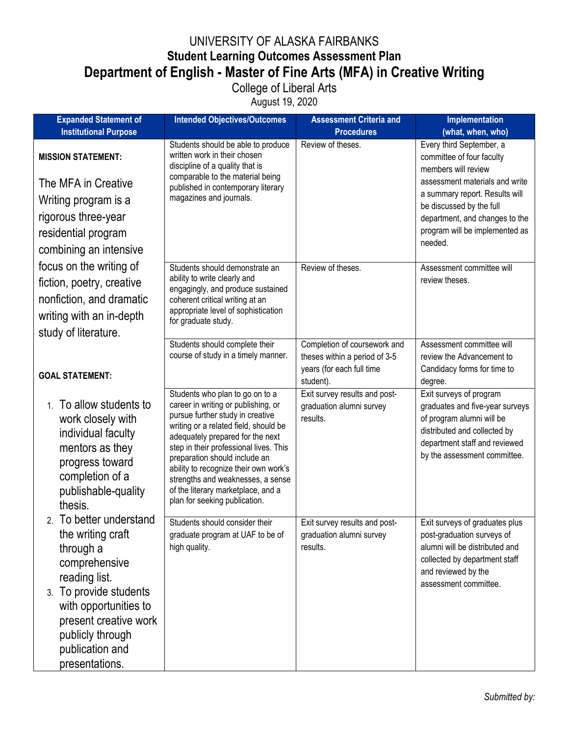# UNIVERSITY OF ALASKA FAIRBANKS

## Student Learning Outcomes Assessment Plan

## Department of English - Master of Fine Arts (MFA) in Creative Writing

College of Liberal Arts

August 19, 2020

| Expanded Statement of Institutional Purpose | Intended Objectives/Outcomes | Assessment Criteria and Procedures | Implementation (what, when, who) |
|---|---|---|---|
| **MISSION STATEMENT:** The MFA in Creative Writing program is a rigorous three-year residential program combining an intensive focus on the writing of fiction, poetry, creative nonfiction, and dramatic writing with an in-depth study of literature.<br><br>**GOAL STATEMENT:**<br>1. To allow students to work closely with individual faculty mentors as they progress toward completion of a publishable-quality thesis.<br>2. To better understand the writing craft through a comprehensive reading list.<br>3. To provide students with opportunities to present creative work publicly through publication and presentations. | Students should be able to produce written work in their chosen discipline of a quality that is comparable to the material being published in contemporary literary magazines and journals. | Review of theses. | Every third September, a committee of four faculty members will review assessment materials and write a summary report. Results will be discussed by the full department, and changes to the program will be implemented as needed. |
| | Students should demonstrate an ability to write clearly and engagingly, and produce sustained coherent critical writing at an appropriate level of sophistication for graduate study. | Review of theses. | Assessment committee will review theses. |
| | Students should complete their course of study in a timely manner. | Completion of coursework and theses within a period of 3-5 years (for each full time student). | Assessment committee will review the Advancement to Candidacy forms for time to degree. |
| | Students who plan to go on to a career in writing or publishing, or pursue further study in creative writing or a related field, should be adequately prepared for the next step in their professional lives. This preparation should include an ability to recognize their own work's strengths and weaknesses, a sense of the literary marketplace, and a plan for seeking publication. | Exit survey results and post-graduation alumni survey results. | Exit surveys of program graduates and five-year surveys of program alumni will be distributed and collected by department staff and reviewed by the assessment committee. |
| | Students should consider their graduate program at UAF to be of high quality. | Exit survey results and post-graduation alumni survey results. | Exit surveys of graduates plus post-graduation surveys of alumni will be distributed and collected by department staff and reviewed by the assessment committee. |

*Submitted by:*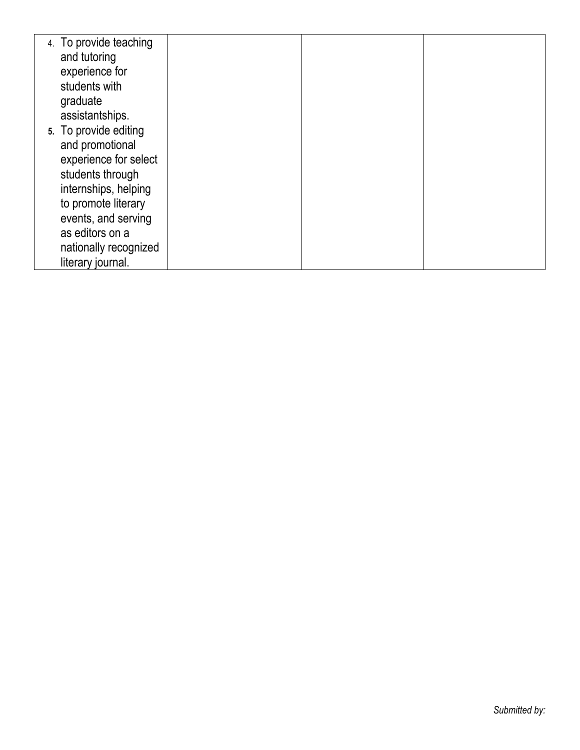| | | | |
|---|---|---|---|
| 4. To provide teaching and tutoring experience for students with graduate assistantships.<br>5. To provide editing and promotional experience for select students through internships, helping to promote literary events, and serving as editors on a nationally recognized literary journal. | | | |

*Submitted by:*